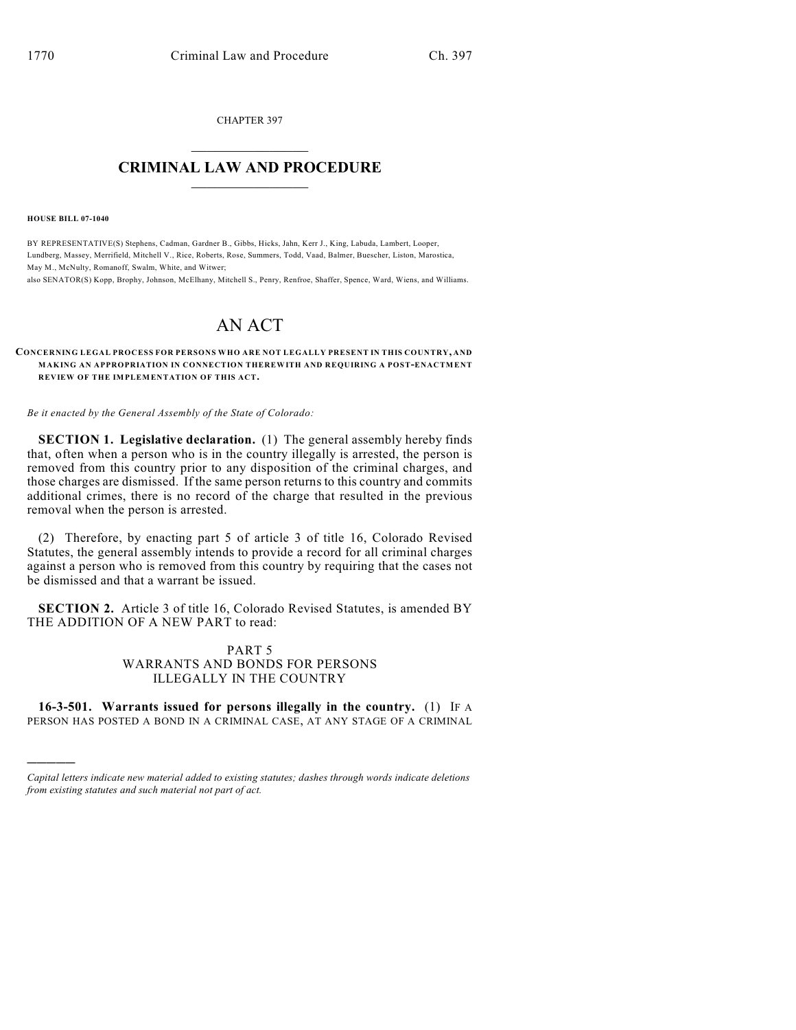CHAPTER 397

# CRIMINAL LAW AND PROCEDURE

**HOUSE BILL 07-1040**

BY REPRESENTATIVE(S) Stephens, Cadman, Gardner B., Gibbs, Hicks, Jahn, Kerr J., King, Labuda, Lambert, Looper, Lundberg, Massey, Merrifield, Mitchell V., Rice, Roberts, Rose, Summers, Todd, Vaad, Balmer, Buescher, Liston, Marostica, May M., McNulty, Romanoff, Swalm, White, and Witwer;
also SENATOR(S) Kopp, Brophy, Johnson, McElhany, Mitchell S., Penry, Renfroe, Shaffer, Spence, Ward, Wiens, and Williams.

# AN ACT

**CONCERNING LEGAL PROCESS FOR PERSONS WHO ARE NOT LEGALLY PRESENT IN THIS COUNTRY, AND MAKING AN APPROPRIATION IN CONNECTION THEREWITH AND REQUIRING A POST-ENACTMENT REVIEW OF THE IMPLEMENTATION OF THIS ACT.**

*Be it enacted by the General Assembly of the State of Colorado:*

**SECTION 1. Legislative declaration.** (1) The general assembly hereby finds that, often when a person who is in the country illegally is arrested, the person is removed from this country prior to any disposition of the criminal charges, and those charges are dismissed. If the same person returns to this country and commits additional crimes, there is no record of the charge that resulted in the previous removal when the person is arrested.

(2) Therefore, by enacting part 5 of article 3 of title 16, Colorado Revised Statutes, the general assembly intends to provide a record for all criminal charges against a person who is removed from this country by requiring that the cases not be dismissed and that a warrant be issued.

**SECTION 2.** Article 3 of title 16, Colorado Revised Statutes, is amended BY THE ADDITION OF A NEW PART to read:

PART 5
WARRANTS AND BONDS FOR PERSONS ILLEGALLY IN THE COUNTRY

**16-3-501. Warrants issued for persons illegally in the country.** (1) IF A PERSON HAS POSTED A BOND IN A CRIMINAL CASE, AT ANY STAGE OF A CRIMINAL

---

*Capital letters indicate new material added to existing statutes; dashes through words indicate deletions from existing statutes and such material not part of act.*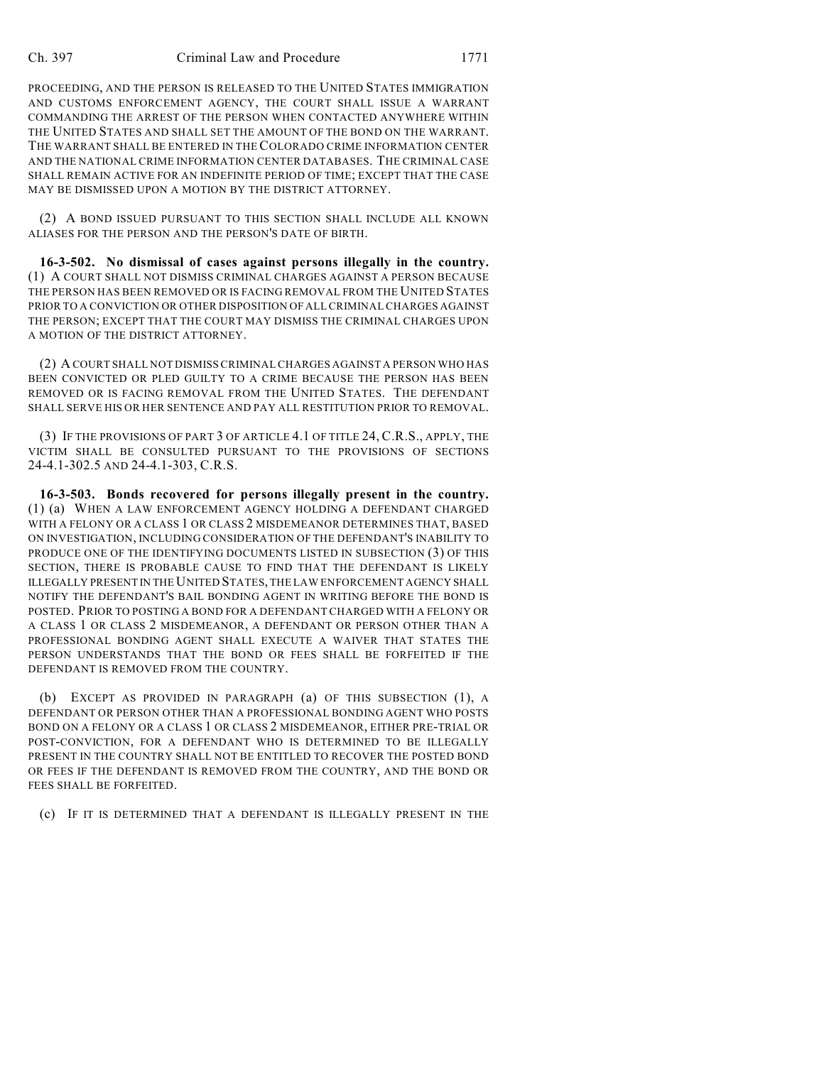PROCEEDING, AND THE PERSON IS RELEASED TO THE UNITED STATES IMMIGRATION AND CUSTOMS ENFORCEMENT AGENCY, THE COURT SHALL ISSUE A WARRANT COMMANDING THE ARREST OF THE PERSON WHEN CONTACTED ANYWHERE WITHIN THE UNITED STATES AND SHALL SET THE AMOUNT OF THE BOND ON THE WARRANT. THE WARRANT SHALL BE ENTERED IN THE COLORADO CRIME INFORMATION CENTER AND THE NATIONAL CRIME INFORMATION CENTER DATABASES. THE CRIMINAL CASE SHALL REMAIN ACTIVE FOR AN INDEFINITE PERIOD OF TIME; EXCEPT THAT THE CASE MAY BE DISMISSED UPON A MOTION BY THE DISTRICT ATTORNEY.

(2) A BOND ISSUED PURSUANT TO THIS SECTION SHALL INCLUDE ALL KNOWN ALIASES FOR THE PERSON AND THE PERSON'S DATE OF BIRTH.

**16-3-502. No dismissal of cases against persons illegally in the country.** (1) A COURT SHALL NOT DISMISS CRIMINAL CHARGES AGAINST A PERSON BECAUSE THE PERSON HAS BEEN REMOVED OR IS FACING REMOVAL FROM THE UNITED STATES PRIOR TO A CONVICTION OR OTHER DISPOSITION OF ALL CRIMINAL CHARGES AGAINST THE PERSON; EXCEPT THAT THE COURT MAY DISMISS THE CRIMINAL CHARGES UPON A MOTION OF THE DISTRICT ATTORNEY.

(2) A COURT SHALL NOT DISMISS CRIMINAL CHARGES AGAINST A PERSON WHO HAS BEEN CONVICTED OR PLED GUILTY TO A CRIME BECAUSE THE PERSON HAS BEEN REMOVED OR IS FACING REMOVAL FROM THE UNITED STATES. THE DEFENDANT SHALL SERVE HIS OR HER SENTENCE AND PAY ALL RESTITUTION PRIOR TO REMOVAL.

(3) IF THE PROVISIONS OF PART 3 OF ARTICLE 4.1 OF TITLE 24, C.R.S., APPLY, THE VICTIM SHALL BE CONSULTED PURSUANT TO THE PROVISIONS OF SECTIONS 24-4.1-302.5 AND 24-4.1-303, C.R.S.

**16-3-503. Bonds recovered for persons illegally present in the country.** (1) (a) WHEN A LAW ENFORCEMENT AGENCY HOLDING A DEFENDANT CHARGED WITH A FELONY OR A CLASS 1 OR CLASS 2 MISDEMEANOR DETERMINES THAT, BASED ON INVESTIGATION, INCLUDING CONSIDERATION OF THE DEFENDANT'S INABILITY TO PRODUCE ONE OF THE IDENTIFYING DOCUMENTS LISTED IN SUBSECTION (3) OF THIS SECTION, THERE IS PROBABLE CAUSE TO FIND THAT THE DEFENDANT IS LIKELY ILLEGALLY PRESENT IN THE UNITED STATES, THE LAW ENFORCEMENT AGENCY SHALL NOTIFY THE DEFENDANT'S BAIL BONDING AGENT IN WRITING BEFORE THE BOND IS POSTED. PRIOR TO POSTING A BOND FOR A DEFENDANT CHARGED WITH A FELONY OR A CLASS 1 OR CLASS 2 MISDEMEANOR, A DEFENDANT OR PERSON OTHER THAN A PROFESSIONAL BONDING AGENT SHALL EXECUTE A WAIVER THAT STATES THE PERSON UNDERSTANDS THAT THE BOND OR FEES SHALL BE FORFEITED IF THE DEFENDANT IS REMOVED FROM THE COUNTRY.

(b) EXCEPT AS PROVIDED IN PARAGRAPH (a) OF THIS SUBSECTION (1), A DEFENDANT OR PERSON OTHER THAN A PROFESSIONAL BONDING AGENT WHO POSTS BOND ON A FELONY OR A CLASS 1 OR CLASS 2 MISDEMEANOR, EITHER PRE-TRIAL OR POST-CONVICTION, FOR A DEFENDANT WHO IS DETERMINED TO BE ILLEGALLY PRESENT IN THE COUNTRY SHALL NOT BE ENTITLED TO RECOVER THE POSTED BOND OR FEES IF THE DEFENDANT IS REMOVED FROM THE COUNTRY, AND THE BOND OR FEES SHALL BE FORFEITED.

(c) IF IT IS DETERMINED THAT A DEFENDANT IS ILLEGALLY PRESENT IN THE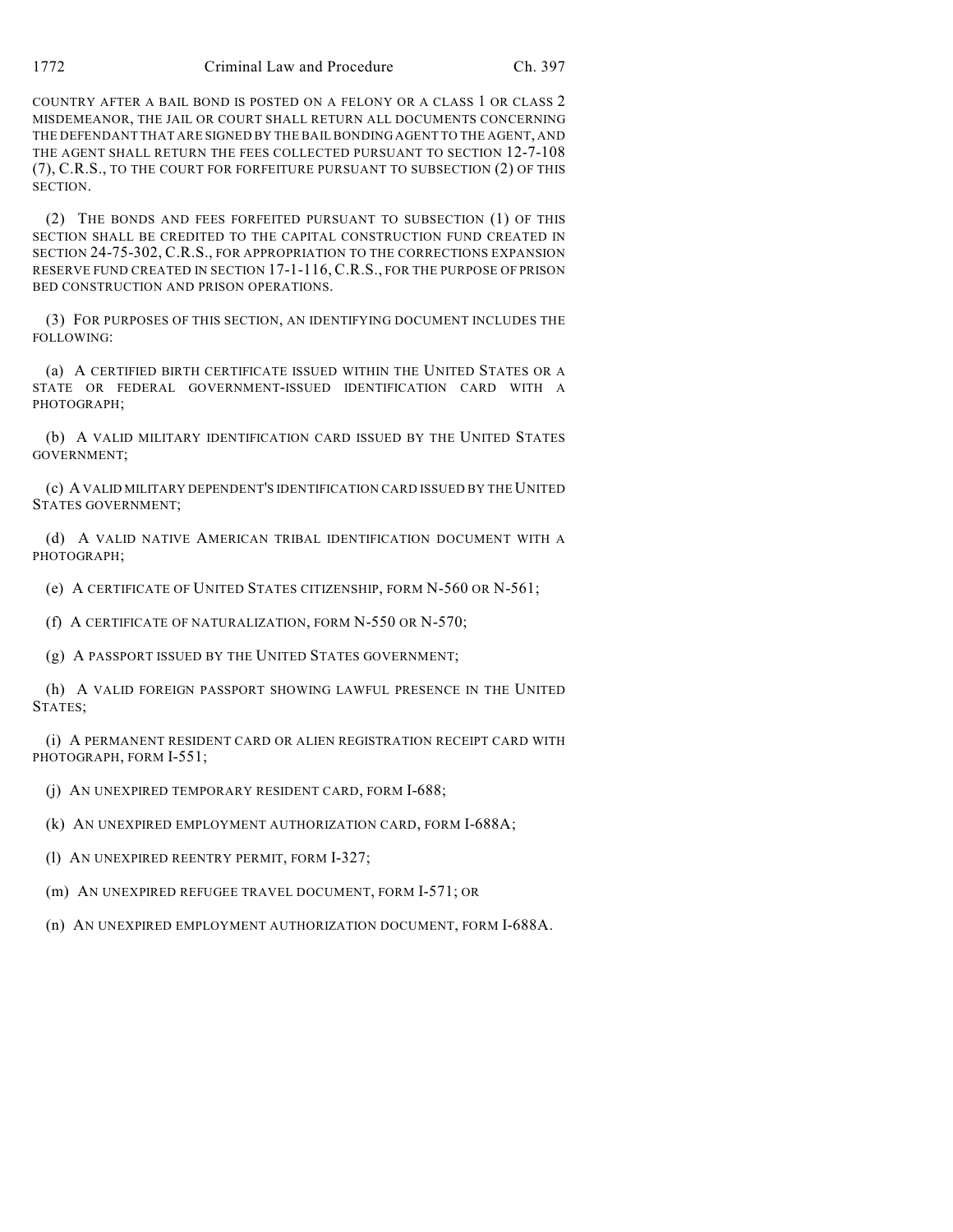COUNTRY AFTER A BAIL BOND IS POSTED ON A FELONY OR A CLASS 1 OR CLASS 2 MISDEMEANOR, THE JAIL OR COURT SHALL RETURN ALL DOCUMENTS CONCERNING THE DEFENDANT THAT ARE SIGNED BY THE BAIL BONDING AGENT TO THE AGENT, AND THE AGENT SHALL RETURN THE FEES COLLECTED PURSUANT TO SECTION 12-7-108 (7), C.R.S., TO THE COURT FOR FORFEITURE PURSUANT TO SUBSECTION (2) OF THIS SECTION.

(2) THE BONDS AND FEES FORFEITED PURSUANT TO SUBSECTION (1) OF THIS SECTION SHALL BE CREDITED TO THE CAPITAL CONSTRUCTION FUND CREATED IN SECTION 24-75-302, C.R.S., FOR APPROPRIATION TO THE CORRECTIONS EXPANSION RESERVE FUND CREATED IN SECTION 17-1-116, C.R.S., FOR THE PURPOSE OF PRISON BED CONSTRUCTION AND PRISON OPERATIONS.

(3) FOR PURPOSES OF THIS SECTION, AN IDENTIFYING DOCUMENT INCLUDES THE FOLLOWING:

(a) A CERTIFIED BIRTH CERTIFICATE ISSUED WITHIN THE UNITED STATES OR A STATE OR FEDERAL GOVERNMENT-ISSUED IDENTIFICATION CARD WITH A PHOTOGRAPH;

(b) A VALID MILITARY IDENTIFICATION CARD ISSUED BY THE UNITED STATES GOVERNMENT;

(c) A VALID MILITARY DEPENDENT'S IDENTIFICATION CARD ISSUED BY THE UNITED STATES GOVERNMENT;

(d) A VALID NATIVE AMERICAN TRIBAL IDENTIFICATION DOCUMENT WITH A PHOTOGRAPH;

(e) A CERTIFICATE OF UNITED STATES CITIZENSHIP, FORM N-560 OR N-561;

(f) A CERTIFICATE OF NATURALIZATION, FORM N-550 OR N-570;

(g) A PASSPORT ISSUED BY THE UNITED STATES GOVERNMENT;

(h) A VALID FOREIGN PASSPORT SHOWING LAWFUL PRESENCE IN THE UNITED STATES;

(i) A PERMANENT RESIDENT CARD OR ALIEN REGISTRATION RECEIPT CARD WITH PHOTOGRAPH, FORM I-551;

(j) AN UNEXPIRED TEMPORARY RESIDENT CARD, FORM I-688;

(k) AN UNEXPIRED EMPLOYMENT AUTHORIZATION CARD, FORM I-688A;

(l) AN UNEXPIRED REENTRY PERMIT, FORM I-327;

(m) AN UNEXPIRED REFUGEE TRAVEL DOCUMENT, FORM I-571; OR

(n) AN UNEXPIRED EMPLOYMENT AUTHORIZATION DOCUMENT, FORM I-688A.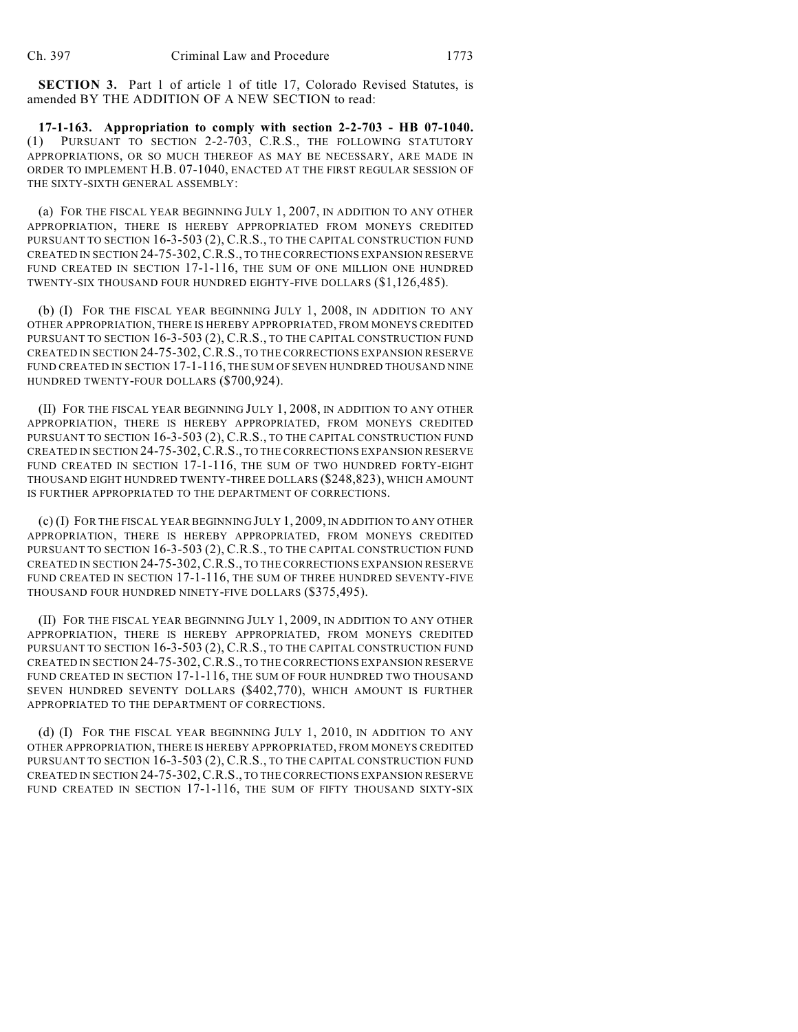**SECTION 3.** Part 1 of article 1 of title 17, Colorado Revised Statutes, is amended BY THE ADDITION OF A NEW SECTION to read:

**17-1-163. Appropriation to comply with section 2-2-703 - HB 07-1040.** (1) PURSUANT TO SECTION 2-2-703, C.R.S., THE FOLLOWING STATUTORY APPROPRIATIONS, OR SO MUCH THEREOF AS MAY BE NECESSARY, ARE MADE IN ORDER TO IMPLEMENT H.B. 07-1040, ENACTED AT THE FIRST REGULAR SESSION OF THE SIXTY-SIXTH GENERAL ASSEMBLY:

(a) FOR THE FISCAL YEAR BEGINNING JULY 1, 2007, IN ADDITION TO ANY OTHER APPROPRIATION, THERE IS HEREBY APPROPRIATED FROM MONEYS CREDITED PURSUANT TO SECTION 16-3-503 (2), C.R.S., TO THE CAPITAL CONSTRUCTION FUND CREATED IN SECTION 24-75-302, C.R.S., TO THE CORRECTIONS EXPANSION RESERVE FUND CREATED IN SECTION 17-1-116, THE SUM OF ONE MILLION ONE HUNDRED TWENTY-SIX THOUSAND FOUR HUNDRED EIGHTY-FIVE DOLLARS ($1,126,485).

(b) (I) FOR THE FISCAL YEAR BEGINNING JULY 1, 2008, IN ADDITION TO ANY OTHER APPROPRIATION, THERE IS HEREBY APPROPRIATED, FROM MONEYS CREDITED PURSUANT TO SECTION 16-3-503 (2), C.R.S., TO THE CAPITAL CONSTRUCTION FUND CREATED IN SECTION 24-75-302, C.R.S., TO THE CORRECTIONS EXPANSION RESERVE FUND CREATED IN SECTION 17-1-116, THE SUM OF SEVEN HUNDRED THOUSAND NINE HUNDRED TWENTY-FOUR DOLLARS ($700,924).

(II) FOR THE FISCAL YEAR BEGINNING JULY 1, 2008, IN ADDITION TO ANY OTHER APPROPRIATION, THERE IS HEREBY APPROPRIATED, FROM MONEYS CREDITED PURSUANT TO SECTION 16-3-503 (2), C.R.S., TO THE CAPITAL CONSTRUCTION FUND CREATED IN SECTION 24-75-302, C.R.S., TO THE CORRECTIONS EXPANSION RESERVE FUND CREATED IN SECTION 17-1-116, THE SUM OF TWO HUNDRED FORTY-EIGHT THOUSAND EIGHT HUNDRED TWENTY-THREE DOLLARS ($248,823), WHICH AMOUNT IS FURTHER APPROPRIATED TO THE DEPARTMENT OF CORRECTIONS.

(c) (I) FOR THE FISCAL YEAR BEGINNING JULY 1, 2009, IN ADDITION TO ANY OTHER APPROPRIATION, THERE IS HEREBY APPROPRIATED, FROM MONEYS CREDITED PURSUANT TO SECTION 16-3-503 (2), C.R.S., TO THE CAPITAL CONSTRUCTION FUND CREATED IN SECTION 24-75-302, C.R.S., TO THE CORRECTIONS EXPANSION RESERVE FUND CREATED IN SECTION 17-1-116, THE SUM OF THREE HUNDRED SEVENTY-FIVE THOUSAND FOUR HUNDRED NINETY-FIVE DOLLARS ($375,495).

(II) FOR THE FISCAL YEAR BEGINNING JULY 1, 2009, IN ADDITION TO ANY OTHER APPROPRIATION, THERE IS HEREBY APPROPRIATED, FROM MONEYS CREDITED PURSUANT TO SECTION 16-3-503 (2), C.R.S., TO THE CAPITAL CONSTRUCTION FUND CREATED IN SECTION 24-75-302, C.R.S., TO THE CORRECTIONS EXPANSION RESERVE FUND CREATED IN SECTION 17-1-116, THE SUM OF FOUR HUNDRED TWO THOUSAND SEVEN HUNDRED SEVENTY DOLLARS ($402,770), WHICH AMOUNT IS FURTHER APPROPRIATED TO THE DEPARTMENT OF CORRECTIONS.

(d) (I) FOR THE FISCAL YEAR BEGINNING JULY 1, 2010, IN ADDITION TO ANY OTHER APPROPRIATION, THERE IS HEREBY APPROPRIATED, FROM MONEYS CREDITED PURSUANT TO SECTION 16-3-503 (2), C.R.S., TO THE CAPITAL CONSTRUCTION FUND CREATED IN SECTION 24-75-302, C.R.S., TO THE CORRECTIONS EXPANSION RESERVE FUND CREATED IN SECTION 17-1-116, THE SUM OF FIFTY THOUSAND SIXTY-SIX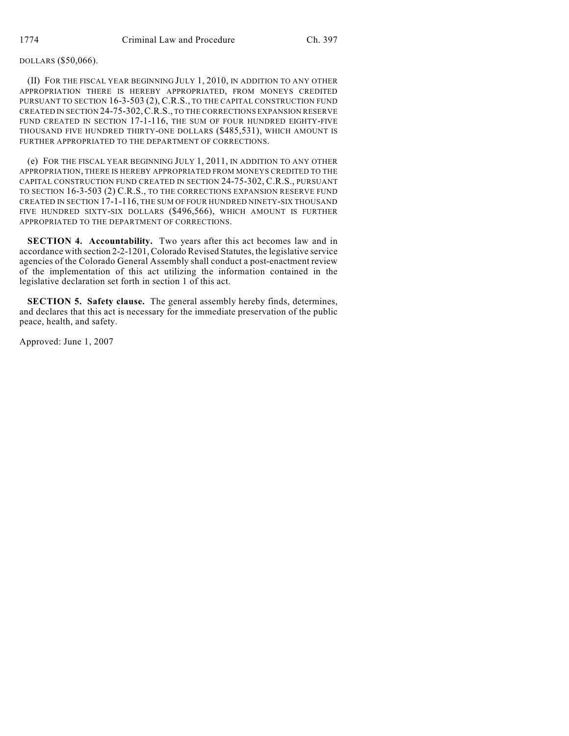DOLLARS ($50,066).

(II) FOR THE FISCAL YEAR BEGINNING JULY 1, 2010, IN ADDITION TO ANY OTHER APPROPRIATION THERE IS HEREBY APPROPRIATED, FROM MONEYS CREDITED PURSUANT TO SECTION 16-3-503 (2), C.R.S., TO THE CAPITAL CONSTRUCTION FUND CREATED IN SECTION 24-75-302, C.R.S., TO THE CORRECTIONS EXPANSION RESERVE FUND CREATED IN SECTION 17-1-116, THE SUM OF FOUR HUNDRED EIGHTY-FIVE THOUSAND FIVE HUNDRED THIRTY-ONE DOLLARS ($485,531), WHICH AMOUNT IS FURTHER APPROPRIATED TO THE DEPARTMENT OF CORRECTIONS.

(e) FOR THE FISCAL YEAR BEGINNING JULY 1, 2011, IN ADDITION TO ANY OTHER APPROPRIATION, THERE IS HEREBY APPROPRIATED FROM MONEYS CREDITED TO THE CAPITAL CONSTRUCTION FUND CREATED IN SECTION 24-75-302, C.R.S., PURSUANT TO SECTION 16-3-503 (2) C.R.S., TO THE CORRECTIONS EXPANSION RESERVE FUND CREATED IN SECTION 17-1-116, THE SUM OF FOUR HUNDRED NINETY-SIX THOUSAND FIVE HUNDRED SIXTY-SIX DOLLARS ($496,566), WHICH AMOUNT IS FURTHER APPROPRIATED TO THE DEPARTMENT OF CORRECTIONS.

**SECTION 4. Accountability.** Two years after this act becomes law and in accordance with section 2-2-1201, Colorado Revised Statutes, the legislative service agencies of the Colorado General Assembly shall conduct a post-enactment review of the implementation of this act utilizing the information contained in the legislative declaration set forth in section 1 of this act.

**SECTION 5. Safety clause.** The general assembly hereby finds, determines, and declares that this act is necessary for the immediate preservation of the public peace, health, and safety.

Approved: June 1, 2007